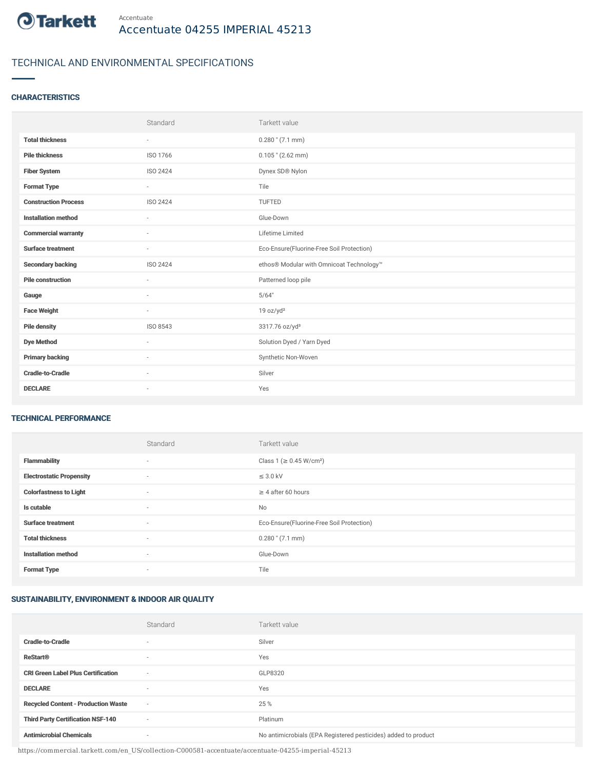Tarkett

Accentuate

# Accentuate 04255 IMPERIAL 45213

## TECHNICAL AND ENVIRONMENTAL SPECIFICATIONS

### CHARACTERISTICS

| | Standard | Tarkett value |
|---|---|---|
| **Total thickness** | - | 0.280 " (7.1 mm) |
| **Pile thickness** | ISO 1766 | 0.105 " (2.62 mm) |
| **Fiber System** | ISO 2424 | Dynex SD® Nylon |
| **Format Type** | - | Tile |
| **Construction Process** | ISO 2424 | TUFTED |
| **Installation method** | - | Glue-Down |
| **Commercial warranty** | - | Lifetime Limited |
| **Surface treatment** | - | Eco-Ensure(Fluorine-Free Soil Protection) |
| **Secondary backing** | ISO 2424 | ethos® Modular with Omnicoat Technology™ |
| **Pile construction** | - | Patterned loop pile |
| **Gauge** | - | 5/64" |
| **Face Weight** | - | 19 oz/yd² |
| **Pile density** | ISO 8543 | 3317.76 oz/yd³ |
| **Dye Method** | - | Solution Dyed / Yarn Dyed |
| **Primary backing** | - | Synthetic Non-Woven |
| **Cradle-to-Cradle** | - | Silver |
| **DECLARE** | - | Yes |

### TECHNICAL PERFORMANCE

| | Standard | Tarkett value |
|---|---|---|
| **Flammability** | - | Class 1 (≥ 0.45 W/cm²) |
| **Electrostatic Propensity** | - | ≤ 3.0 kV |
| **Colorfastness to Light** | - | ≥ 4 after 60 hours |
| **Is cutable** | - | No |
| **Surface treatment** | - | Eco-Ensure(Fluorine-Free Soil Protection) |
| **Total thickness** | - | 0.280 " (7.1 mm) |
| **Installation method** | - | Glue-Down |
| **Format Type** | - | Tile |

### SUSTAINABILITY, ENVIRONMENT & INDOOR AIR QUALITY

| | Standard | Tarkett value |
|---|---|---|
| **Cradle-to-Cradle** | - | Silver |
| **ReStart®** | - | Yes |
| **CRI Green Label Plus Certification** | - | GLP8320 |
| **DECLARE** | - | Yes |
| **Recycled Content - Production Waste** | - | 25 % |
| **Third Party Certification NSF-140** | - | Platinum |
| **Antimicrobial Chemicals** | - | No antimicrobials (EPA Registered pesticides) added to product |

https://commercial.tarkett.com/en_US/collection-C000581-accentuate/accentuate-04255-imperial-45213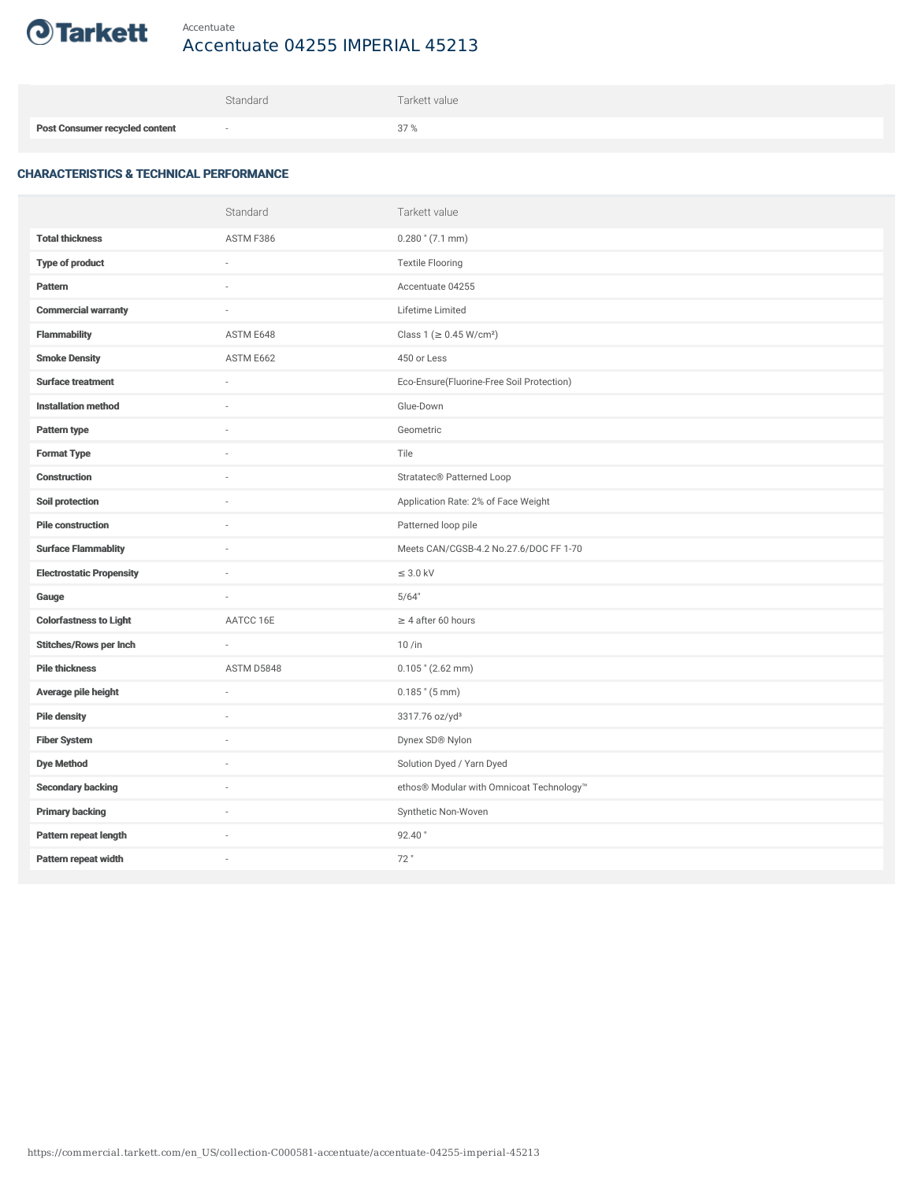Accentuate

# Accentuate 04255 IMPERIAL 45213

| | Standard | Tarkett value |
|---|---|---|
| **Post Consumer recycled content** | - | 37 % |

## CHARACTERISTICS & TECHNICAL PERFORMANCE

| | Standard | Tarkett value |
|---|---|---|
| **Total thickness** | ASTM F386 | 0.280 " (7.1 mm) |
| **Type of product** | - | Textile Flooring |
| **Pattern** | - | Accentuate 04255 |
| **Commercial warranty** | - | Lifetime Limited |
| **Flammability** | ASTM E648 | Class 1 (≥ 0.45 W/cm²) |
| **Smoke Density** | ASTM E662 | 450 or Less |
| **Surface treatment** | - | Eco-Ensure(Fluorine-Free Soil Protection) |
| **Installation method** | - | Glue-Down |
| **Pattern type** | - | Geometric |
| **Format Type** | - | Tile |
| **Construction** | - | Stratatec® Patterned Loop |
| **Soil protection** | - | Application Rate: 2% of Face Weight |
| **Pile construction** | - | Patterned loop pile |
| **Surface Flammablity** | - | Meets CAN/CGSB-4.2 No.27.6/DOC FF 1-70 |
| **Electrostatic Propensity** | - | ≤ 3.0 kV |
| **Gauge** | - | 5/64" |
| **Colorfastness to Light** | AATCC 16E | ≥ 4 after 60 hours |
| **Stitches/Rows per Inch** | - | 10 /in |
| **Pile thickness** | ASTM D5848 | 0.105 " (2.62 mm) |
| **Average pile height** | - | 0.185 " (5 mm) |
| **Pile density** | - | 3317.76 oz/yd³ |
| **Fiber System** | - | Dynex SD® Nylon |
| **Dye Method** | - | Solution Dyed / Yarn Dyed |
| **Secondary backing** | - | ethos® Modular with Omnicoat Technology™ |
| **Primary backing** | - | Synthetic Non-Woven |
| **Pattern repeat length** | - | 92.40 " |
| **Pattern repeat width** | - | 72 " |